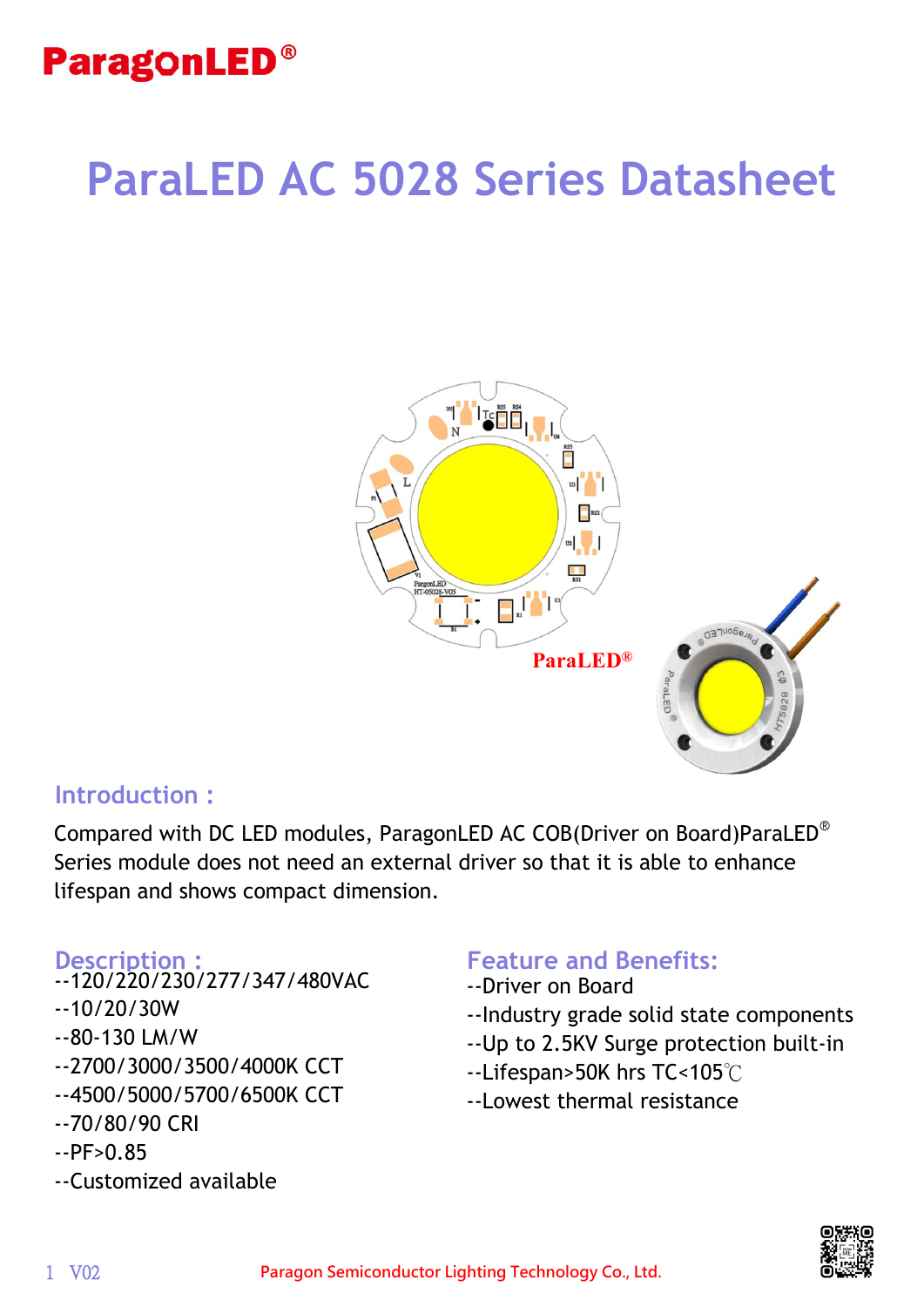ParagonLED®

# ParaLED AC 5028 Series Datasheet

## Introduction :

Compared with DC LED modules, ParagonLED AC COB(Driver on Board)ParaLED® Series module does not need an external driver so that it is able to enhance lifespan and shows compact dimension.

## Description :

--120/220/230/277/347/480VAC
--10/20/30W
--80-130 LM/W
--2700/3000/3500/4000K CCT
--4500/5000/5700/6500K CCT
--70/80/90 CRI
--PF>0.85
--Customized available

## Feature and Benefits:

--Driver on Board
--Industry grade solid state components
--Up to 2.5KV Surge protection built-in
--Lifespan>50K hrs TC<105℃
--Lowest thermal resistance

Paragon Semiconductor Lighting Technology Co., Ltd.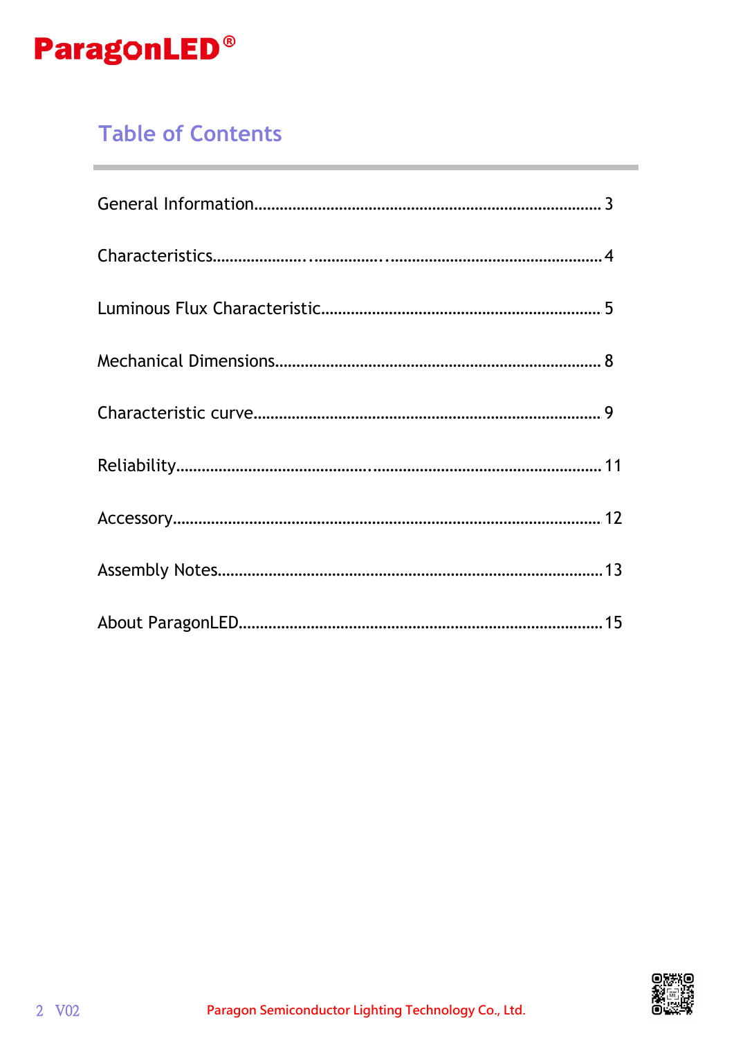# Table of Contents

General Information........................................................................ 3

Characteristics.............................................................................. 4

Luminous Flux Characteristic............................................................ 5

Mechanical Dimensions.................................................................... 8

Characteristic curve........................................................................ 9

Reliability....................................................................................... 11

Accessory....................................................................................... 12

Assembly Notes............................................................................... 13

About ParagonLED............................................................................ 15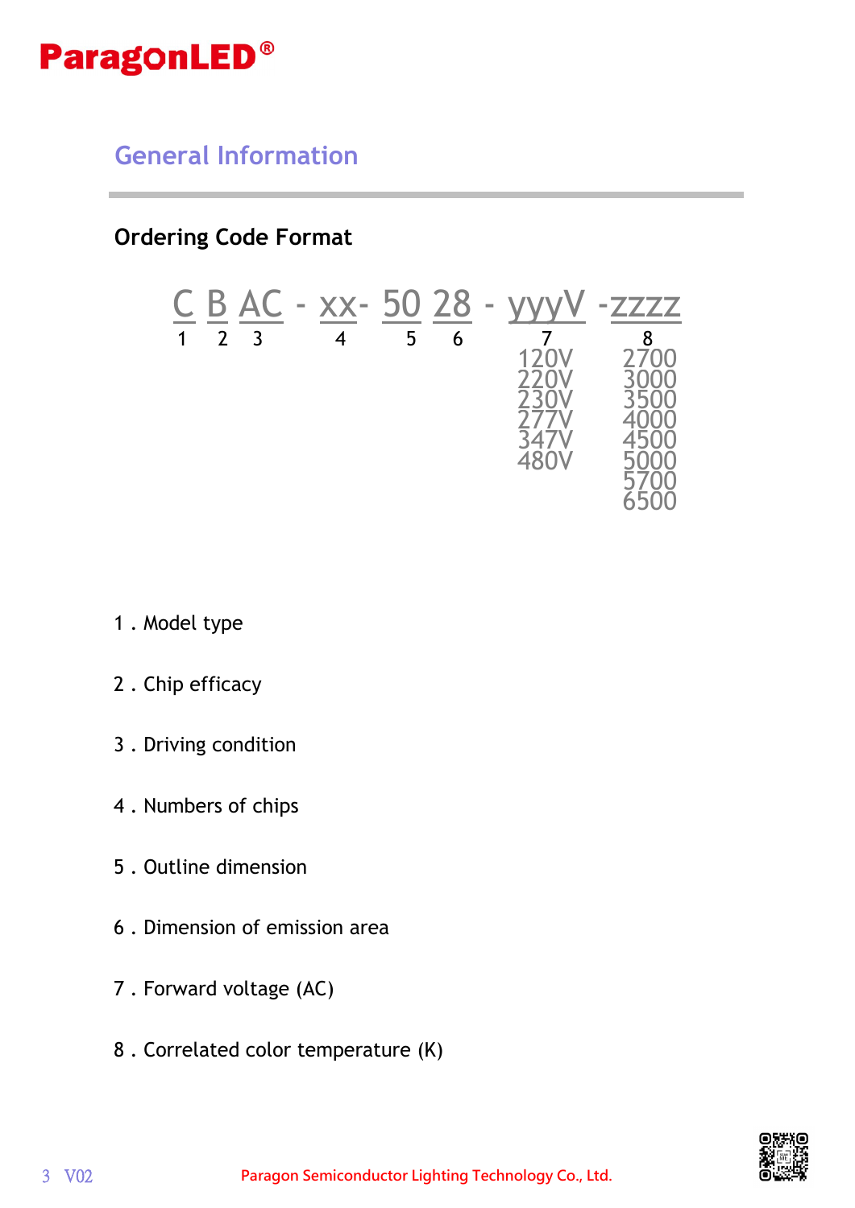## General Information

### Ordering Code Format

C B AC - xx- 50 28 - yyyV -zzzz

| 1 | 2 | 3 | 4 | 5 | 6 | 7 | 8 |
|---|---|---|---|---|---|---|---|
| C | B | AC | xx | 50 | 28 | yyyV | zzzz |
| | | | | | | 120V | 2700 |
| | | | | | | 220V | 3000 |
| | | | | | | 230V | 3500 |
| | | | | | | 277V | 4000 |
| | | | | | | 347V | 4500 |
| | | | | | | 480V | 5000 |
| | | | | | | | 5700 |
| | | | | | | | 6500 |

1 . Model type

2 . Chip efficacy

3 . Driving condition

4 . Numbers of chips

5 . Outline dimension

6 . Dimension of emission area

7 . Forward voltage (AC)

8 . Correlated color temperature (K)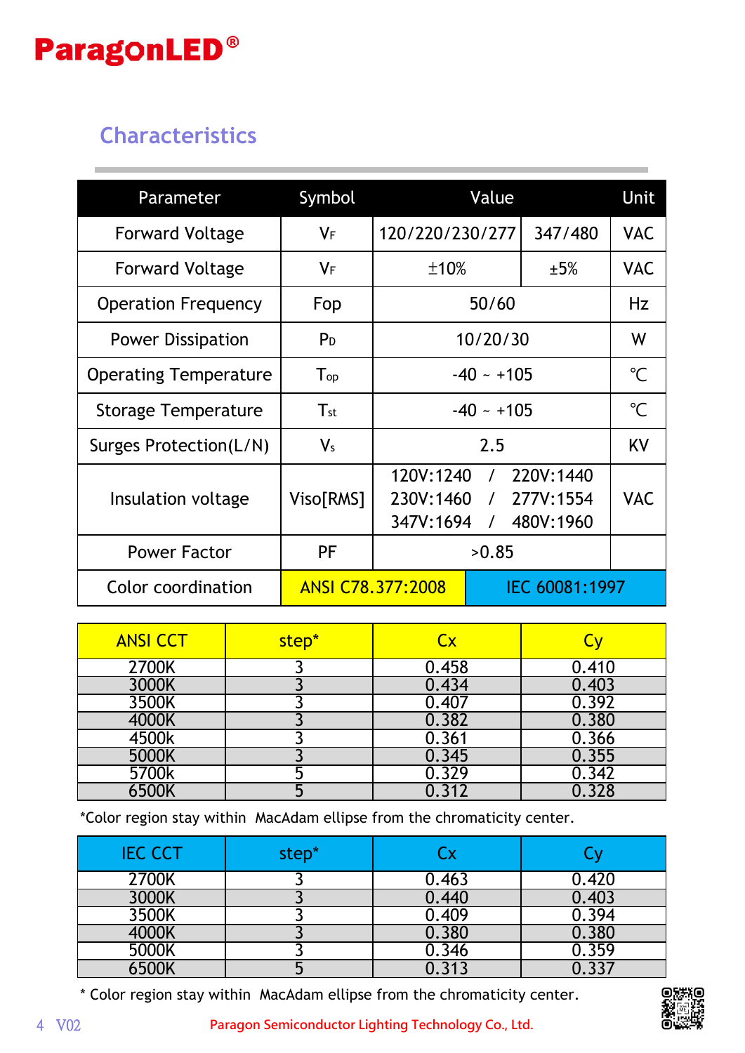## Characteristics

| Parameter | Symbol | Value | | Unit |
|---|---|---|---|---|
| Forward Voltage | $V_F$ | 120/220/230/277 | 347/480 | VAC |
| Forward Voltage | $V_F$ | ±10% | ±5% | VAC |
| Operation Frequency | Fop | 50/60 | | Hz |
| Power Dissipation | $P_D$ | 10/20/30 | | W |
| Operating Temperature | $T_{op}$ | -40 ~ +105 | | ℃ |
| Storage Temperature | $T_{st}$ | -40 ~ +105 | | ℃ |
| Surges Protection(L/N) | $V_s$ | 2.5 | | KV |
| Insulation voltage | Viso[RMS] | 120V:1240 / 220V:1440<br>230V:1460 / 277V:1554<br>347V:1694 / 480V:1960 | | VAC |
| Power Factor | PF | >0.85 | | |
| Color coordination | ANSI C78.377:2008 | | IEC 60081:1997 | |

| ANSI CCT | step* | Cx | Cy |
|---|---|---|---|
| 2700K | 3 | 0.458 | 0.410 |
| 3000K | 3 | 0.434 | 0.403 |
| 3500K | 3 | 0.407 | 0.392 |
| 4000K | 3 | 0.382 | 0.380 |
| 4500k | 3 | 0.361 | 0.366 |
| 5000K | 3 | 0.345 | 0.355 |
| 5700k | 5 | 0.329 | 0.342 |
| 6500K | 5 | 0.312 | 0.328 |

*Color region stay within MacAdam ellipse from the chromaticity center.

| IEC CCT | step* | Cx | Cy |
|---|---|---|---|
| 2700K | 3 | 0.463 | 0.420 |
| 3000K | 3 | 0.440 | 0.403 |
| 3500K | 3 | 0.409 | 0.394 |
| 4000K | 3 | 0.380 | 0.380 |
| 5000K | 3 | 0.346 | 0.359 |
| 6500K | 5 | 0.313 | 0.337 |

* Color region stay within MacAdam ellipse from the chromaticity center.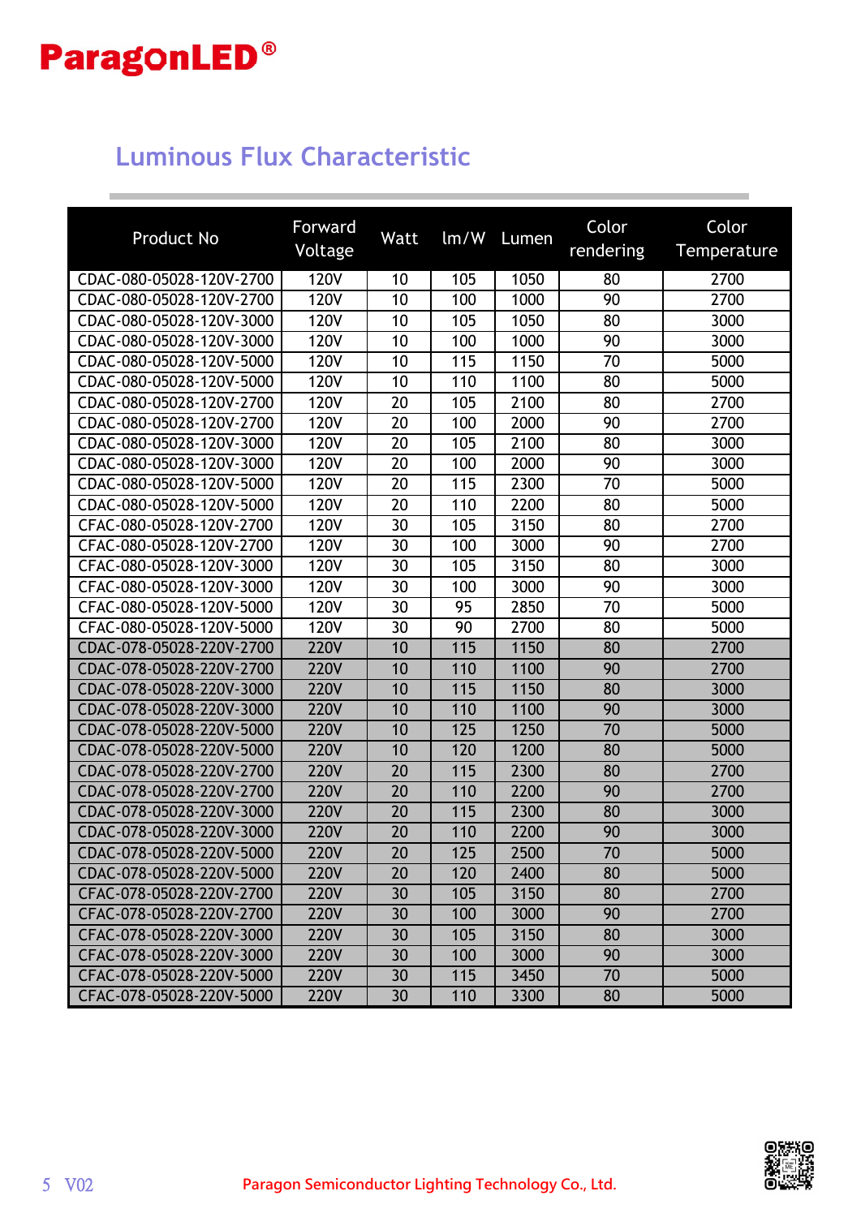# Luminous Flux Characteristic

| Product No | Forward Voltage | Watt | lm/W | Lumen | Color rendering | Color Temperature |
|---|---|---|---|---|---|---|
| CDAC-080-05028-120V-2700 | 120V | 10 | 105 | 1050 | 80 | 2700 |
| CDAC-080-05028-120V-2700 | 120V | 10 | 100 | 1000 | 90 | 2700 |
| CDAC-080-05028-120V-3000 | 120V | 10 | 105 | 1050 | 80 | 3000 |
| CDAC-080-05028-120V-3000 | 120V | 10 | 100 | 1000 | 90 | 3000 |
| CDAC-080-05028-120V-5000 | 120V | 10 | 115 | 1150 | 70 | 5000 |
| CDAC-080-05028-120V-5000 | 120V | 10 | 110 | 1100 | 80 | 5000 |
| CDAC-080-05028-120V-2700 | 120V | 20 | 105 | 2100 | 80 | 2700 |
| CDAC-080-05028-120V-2700 | 120V | 20 | 100 | 2000 | 90 | 2700 |
| CDAC-080-05028-120V-3000 | 120V | 20 | 105 | 2100 | 80 | 3000 |
| CDAC-080-05028-120V-3000 | 120V | 20 | 100 | 2000 | 90 | 3000 |
| CDAC-080-05028-120V-5000 | 120V | 20 | 115 | 2300 | 70 | 5000 |
| CDAC-080-05028-120V-5000 | 120V | 20 | 110 | 2200 | 80 | 5000 |
| CFAC-080-05028-120V-2700 | 120V | 30 | 105 | 3150 | 80 | 2700 |
| CFAC-080-05028-120V-2700 | 120V | 30 | 100 | 3000 | 90 | 2700 |
| CFAC-080-05028-120V-3000 | 120V | 30 | 105 | 3150 | 80 | 3000 |
| CFAC-080-05028-120V-3000 | 120V | 30 | 100 | 3000 | 90 | 3000 |
| CFAC-080-05028-120V-5000 | 120V | 30 | 95 | 2850 | 70 | 5000 |
| CFAC-080-05028-120V-5000 | 120V | 30 | 90 | 2700 | 80 | 5000 |
| CDAC-078-05028-220V-2700 | 220V | 10 | 115 | 1150 | 80 | 2700 |
| CDAC-078-05028-220V-2700 | 220V | 10 | 110 | 1100 | 90 | 2700 |
| CDAC-078-05028-220V-3000 | 220V | 10 | 115 | 1150 | 80 | 3000 |
| CDAC-078-05028-220V-3000 | 220V | 10 | 110 | 1100 | 90 | 3000 |
| CDAC-078-05028-220V-5000 | 220V | 10 | 125 | 1250 | 70 | 5000 |
| CDAC-078-05028-220V-5000 | 220V | 10 | 120 | 1200 | 80 | 5000 |
| CDAC-078-05028-220V-2700 | 220V | 20 | 115 | 2300 | 80 | 2700 |
| CDAC-078-05028-220V-2700 | 220V | 20 | 110 | 2200 | 90 | 2700 |
| CDAC-078-05028-220V-3000 | 220V | 20 | 115 | 2300 | 80 | 3000 |
| CDAC-078-05028-220V-3000 | 220V | 20 | 110 | 2200 | 90 | 3000 |
| CDAC-078-05028-220V-5000 | 220V | 20 | 125 | 2500 | 70 | 5000 |
| CDAC-078-05028-220V-5000 | 220V | 20 | 120 | 2400 | 80 | 5000 |
| CFAC-078-05028-220V-2700 | 220V | 30 | 105 | 3150 | 80 | 2700 |
| CFAC-078-05028-220V-2700 | 220V | 30 | 100 | 3000 | 90 | 2700 |
| CFAC-078-05028-220V-3000 | 220V | 30 | 105 | 3150 | 80 | 3000 |
| CFAC-078-05028-220V-3000 | 220V | 30 | 100 | 3000 | 90 | 3000 |
| CFAC-078-05028-220V-5000 | 220V | 30 | 115 | 3450 | 70 | 5000 |
| CFAC-078-05028-220V-5000 | 220V | 30 | 110 | 3300 | 80 | 5000 |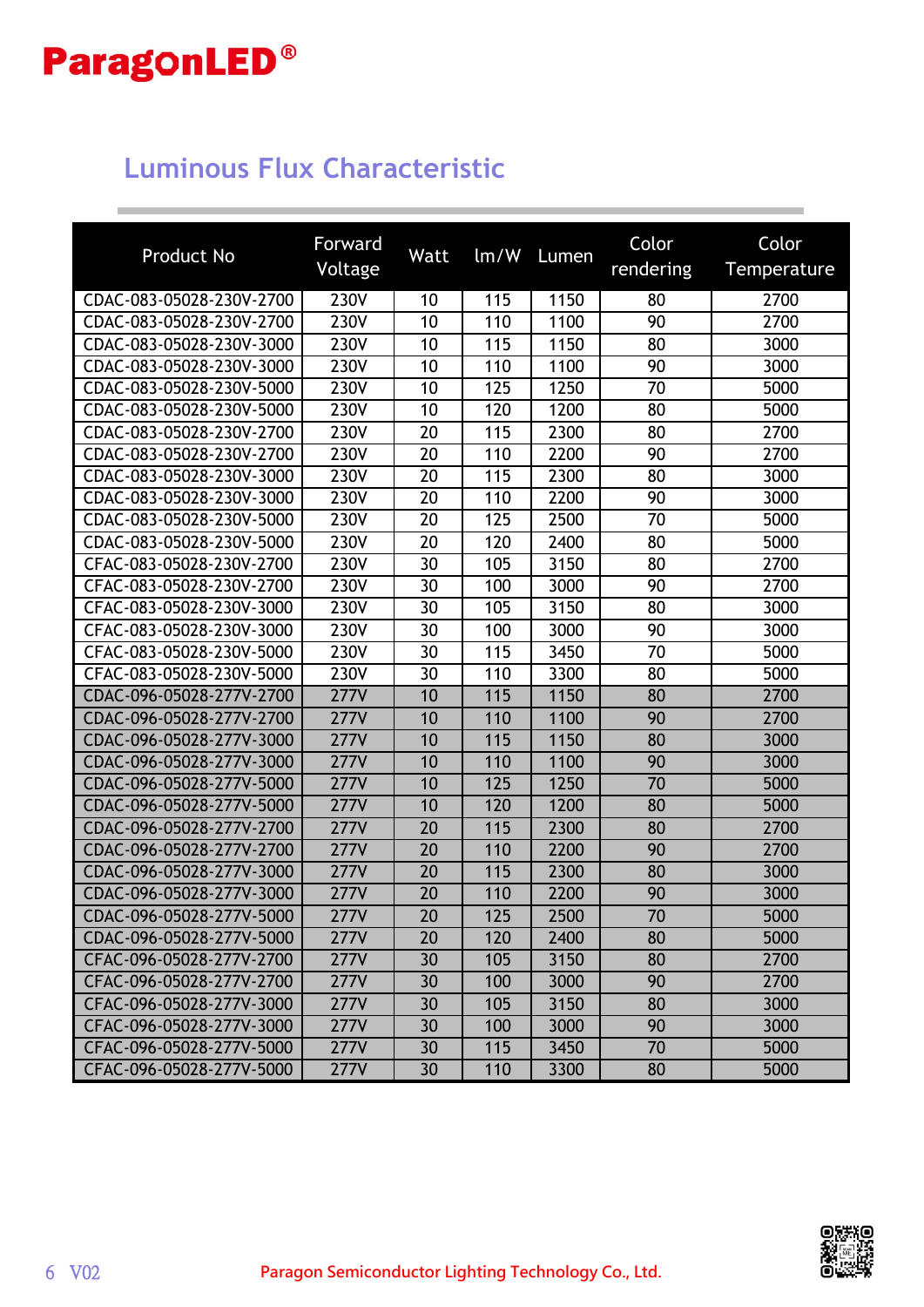## Luminous Flux Characteristic

| Product No | Forward Voltage | Watt | lm/W | Lumen | Color rendering | Color Temperature |
|---|---|---|---|---|---|---|
| CDAC-083-05028-230V-2700 | 230V | 10 | 115 | 1150 | 80 | 2700 |
| CDAC-083-05028-230V-2700 | 230V | 10 | 110 | 1100 | 90 | 2700 |
| CDAC-083-05028-230V-3000 | 230V | 10 | 115 | 1150 | 80 | 3000 |
| CDAC-083-05028-230V-3000 | 230V | 10 | 110 | 1100 | 90 | 3000 |
| CDAC-083-05028-230V-5000 | 230V | 10 | 125 | 1250 | 70 | 5000 |
| CDAC-083-05028-230V-5000 | 230V | 10 | 120 | 1200 | 80 | 5000 |
| CDAC-083-05028-230V-2700 | 230V | 20 | 115 | 2300 | 80 | 2700 |
| CDAC-083-05028-230V-2700 | 230V | 20 | 110 | 2200 | 90 | 2700 |
| CDAC-083-05028-230V-3000 | 230V | 20 | 115 | 2300 | 80 | 3000 |
| CDAC-083-05028-230V-3000 | 230V | 20 | 110 | 2200 | 90 | 3000 |
| CDAC-083-05028-230V-5000 | 230V | 20 | 125 | 2500 | 70 | 5000 |
| CDAC-083-05028-230V-5000 | 230V | 20 | 120 | 2400 | 80 | 5000 |
| CFAC-083-05028-230V-2700 | 230V | 30 | 105 | 3150 | 80 | 2700 |
| CFAC-083-05028-230V-2700 | 230V | 30 | 100 | 3000 | 90 | 2700 |
| CFAC-083-05028-230V-3000 | 230V | 30 | 105 | 3150 | 80 | 3000 |
| CFAC-083-05028-230V-3000 | 230V | 30 | 100 | 3000 | 90 | 3000 |
| CFAC-083-05028-230V-5000 | 230V | 30 | 115 | 3450 | 70 | 5000 |
| CFAC-083-05028-230V-5000 | 230V | 30 | 110 | 3300 | 80 | 5000 |
| CDAC-096-05028-277V-2700 | 277V | 10 | 115 | 1150 | 80 | 2700 |
| CDAC-096-05028-277V-2700 | 277V | 10 | 110 | 1100 | 90 | 2700 |
| CDAC-096-05028-277V-3000 | 277V | 10 | 115 | 1150 | 80 | 3000 |
| CDAC-096-05028-277V-3000 | 277V | 10 | 110 | 1100 | 90 | 3000 |
| CDAC-096-05028-277V-5000 | 277V | 10 | 125 | 1250 | 70 | 5000 |
| CDAC-096-05028-277V-5000 | 277V | 10 | 120 | 1200 | 80 | 5000 |
| CDAC-096-05028-277V-2700 | 277V | 20 | 115 | 2300 | 80 | 2700 |
| CDAC-096-05028-277V-2700 | 277V | 20 | 110 | 2200 | 90 | 2700 |
| CDAC-096-05028-277V-3000 | 277V | 20 | 115 | 2300 | 80 | 3000 |
| CDAC-096-05028-277V-3000 | 277V | 20 | 110 | 2200 | 90 | 3000 |
| CDAC-096-05028-277V-5000 | 277V | 20 | 125 | 2500 | 70 | 5000 |
| CDAC-096-05028-277V-5000 | 277V | 20 | 120 | 2400 | 80 | 5000 |
| CFAC-096-05028-277V-2700 | 277V | 30 | 105 | 3150 | 80 | 2700 |
| CFAC-096-05028-277V-2700 | 277V | 30 | 100 | 3000 | 90 | 2700 |
| CFAC-096-05028-277V-3000 | 277V | 30 | 105 | 3150 | 80 | 3000 |
| CFAC-096-05028-277V-3000 | 277V | 30 | 100 | 3000 | 90 | 3000 |
| CFAC-096-05028-277V-5000 | 277V | 30 | 115 | 3450 | 70 | 5000 |
| CFAC-096-05028-277V-5000 | 277V | 30 | 110 | 3300 | 80 | 5000 |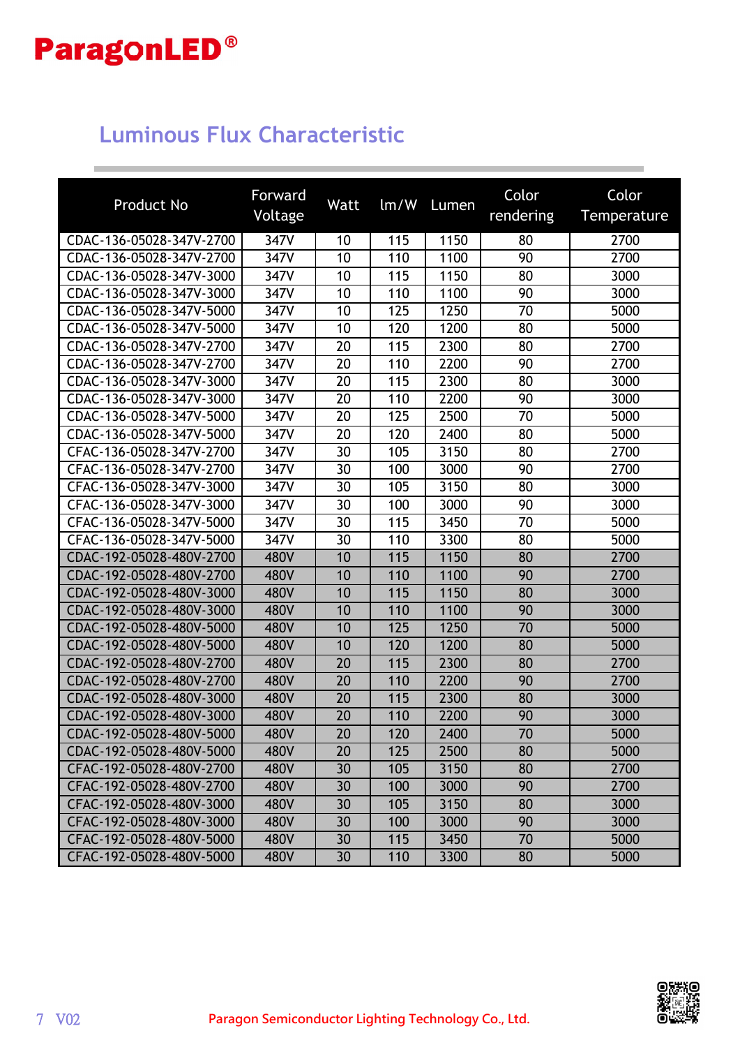## Luminous Flux Characteristic

| Product No | Forward Voltage | Watt | lm/W | Lumen | Color rendering | Color Temperature |
|---|---|---|---|---|---|---|
| CDAC-136-05028-347V-2700 | 347V | 10 | 115 | 1150 | 80 | 2700 |
| CDAC-136-05028-347V-2700 | 347V | 10 | 110 | 1100 | 90 | 2700 |
| CDAC-136-05028-347V-3000 | 347V | 10 | 115 | 1150 | 80 | 3000 |
| CDAC-136-05028-347V-3000 | 347V | 10 | 110 | 1100 | 90 | 3000 |
| CDAC-136-05028-347V-5000 | 347V | 10 | 125 | 1250 | 70 | 5000 |
| CDAC-136-05028-347V-5000 | 347V | 10 | 120 | 1200 | 80 | 5000 |
| CDAC-136-05028-347V-2700 | 347V | 20 | 115 | 2300 | 80 | 2700 |
| CDAC-136-05028-347V-2700 | 347V | 20 | 110 | 2200 | 90 | 2700 |
| CDAC-136-05028-347V-3000 | 347V | 20 | 115 | 2300 | 80 | 3000 |
| CDAC-136-05028-347V-3000 | 347V | 20 | 110 | 2200 | 90 | 3000 |
| CDAC-136-05028-347V-5000 | 347V | 20 | 125 | 2500 | 70 | 5000 |
| CDAC-136-05028-347V-5000 | 347V | 20 | 120 | 2400 | 80 | 5000 |
| CFAC-136-05028-347V-2700 | 347V | 30 | 105 | 3150 | 80 | 2700 |
| CFAC-136-05028-347V-2700 | 347V | 30 | 100 | 3000 | 90 | 2700 |
| CFAC-136-05028-347V-3000 | 347V | 30 | 105 | 3150 | 80 | 3000 |
| CFAC-136-05028-347V-3000 | 347V | 30 | 100 | 3000 | 90 | 3000 |
| CFAC-136-05028-347V-5000 | 347V | 30 | 115 | 3450 | 70 | 5000 |
| CFAC-136-05028-347V-5000 | 347V | 30 | 110 | 3300 | 80 | 5000 |
| CDAC-192-05028-480V-2700 | 480V | 10 | 115 | 1150 | 80 | 2700 |
| CDAC-192-05028-480V-2700 | 480V | 10 | 110 | 1100 | 90 | 2700 |
| CDAC-192-05028-480V-3000 | 480V | 10 | 115 | 1150 | 80 | 3000 |
| CDAC-192-05028-480V-3000 | 480V | 10 | 110 | 1100 | 90 | 3000 |
| CDAC-192-05028-480V-5000 | 480V | 10 | 125 | 1250 | 70 | 5000 |
| CDAC-192-05028-480V-5000 | 480V | 10 | 120 | 1200 | 80 | 5000 |
| CDAC-192-05028-480V-2700 | 480V | 20 | 115 | 2300 | 80 | 2700 |
| CDAC-192-05028-480V-2700 | 480V | 20 | 110 | 2200 | 90 | 2700 |
| CDAC-192-05028-480V-3000 | 480V | 20 | 115 | 2300 | 80 | 3000 |
| CDAC-192-05028-480V-3000 | 480V | 20 | 110 | 2200 | 90 | 3000 |
| CDAC-192-05028-480V-5000 | 480V | 20 | 120 | 2400 | 70 | 5000 |
| CDAC-192-05028-480V-5000 | 480V | 20 | 125 | 2500 | 80 | 5000 |
| CFAC-192-05028-480V-2700 | 480V | 30 | 105 | 3150 | 80 | 2700 |
| CFAC-192-05028-480V-2700 | 480V | 30 | 100 | 3000 | 90 | 2700 |
| CFAC-192-05028-480V-3000 | 480V | 30 | 105 | 3150 | 80 | 3000 |
| CFAC-192-05028-480V-3000 | 480V | 30 | 100 | 3000 | 90 | 3000 |
| CFAC-192-05028-480V-5000 | 480V | 30 | 115 | 3450 | 70 | 5000 |
| CFAC-192-05028-480V-5000 | 480V | 30 | 110 | 3300 | 80 | 5000 |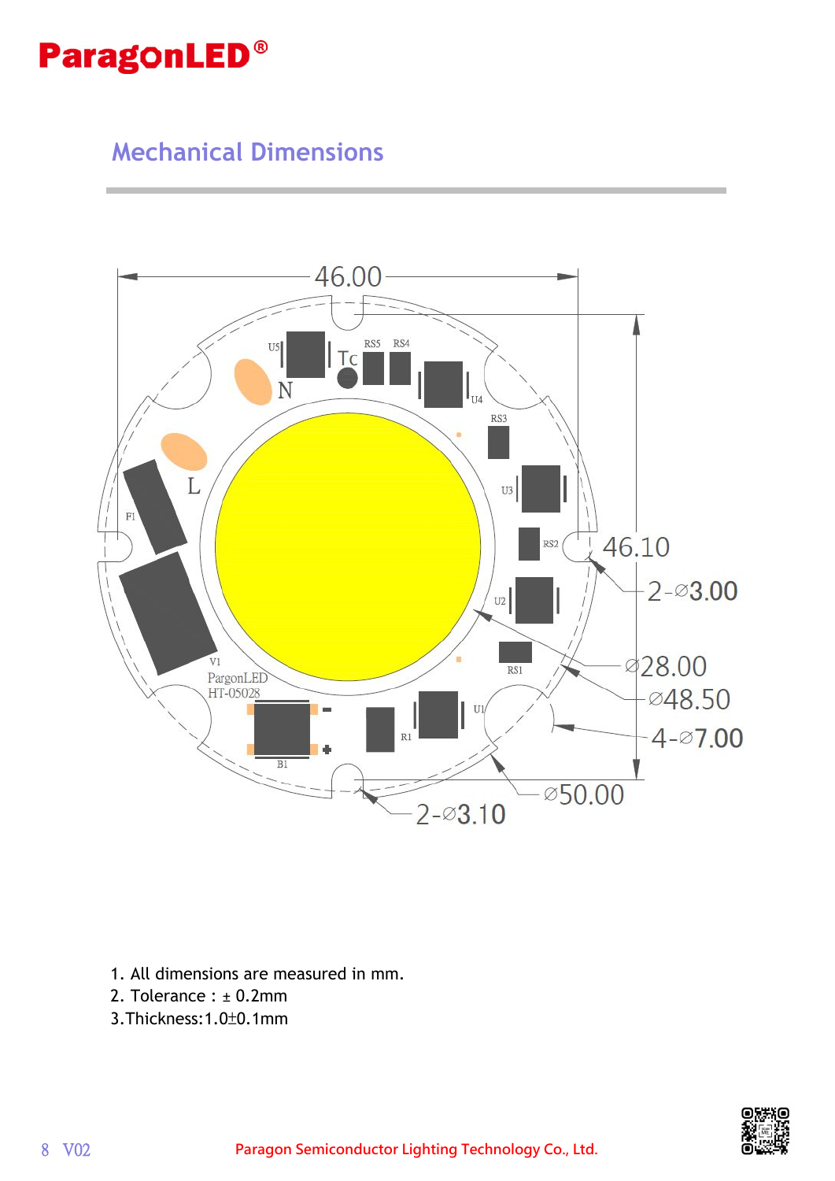## Mechanical Dimensions

1. All dimensions are measured in mm.
2. Tolerance : ± 0.2mm
3. Thickness:1.0±0.1mm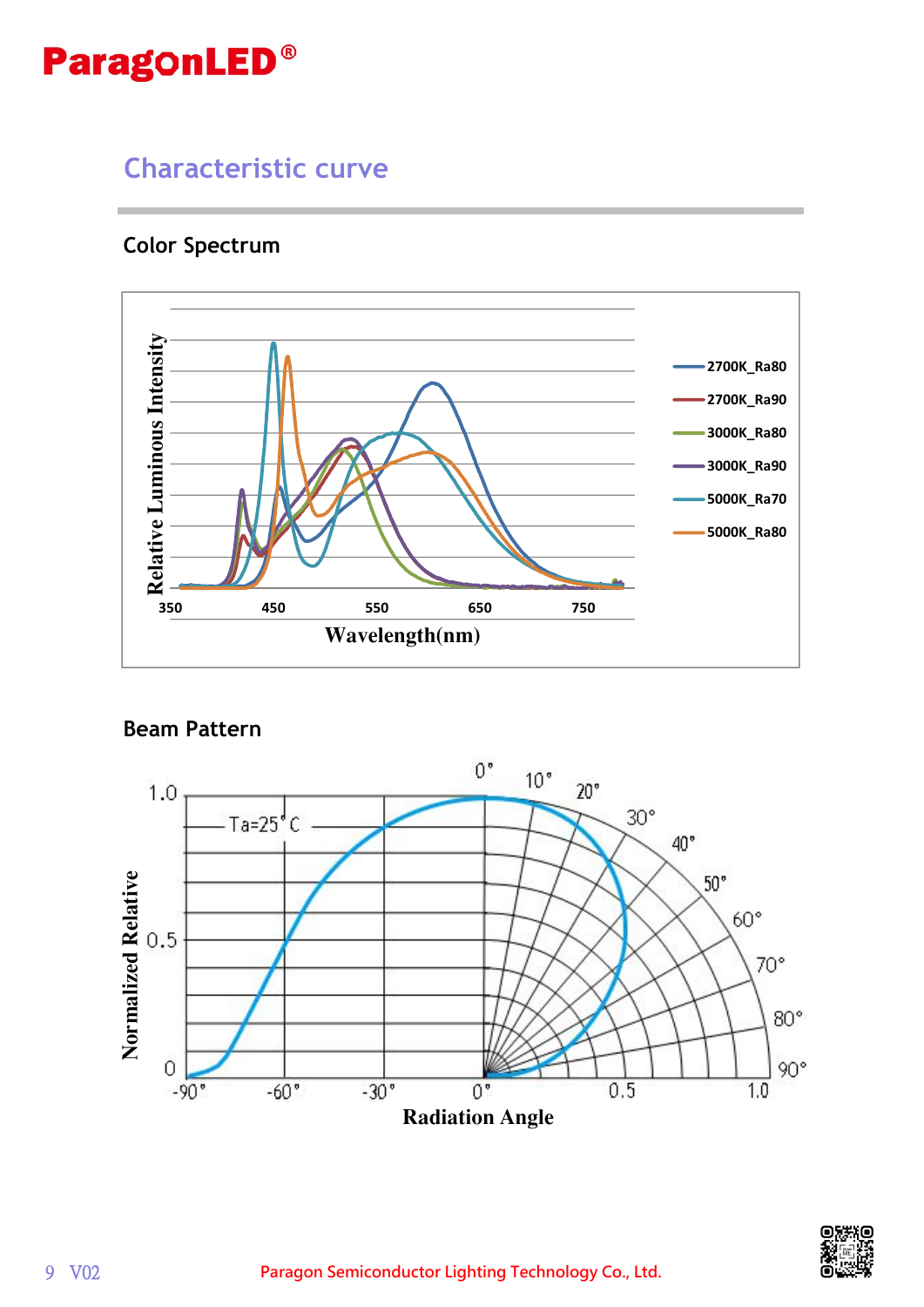## Characteristic curve

### Color Spectrum

### Beam Pattern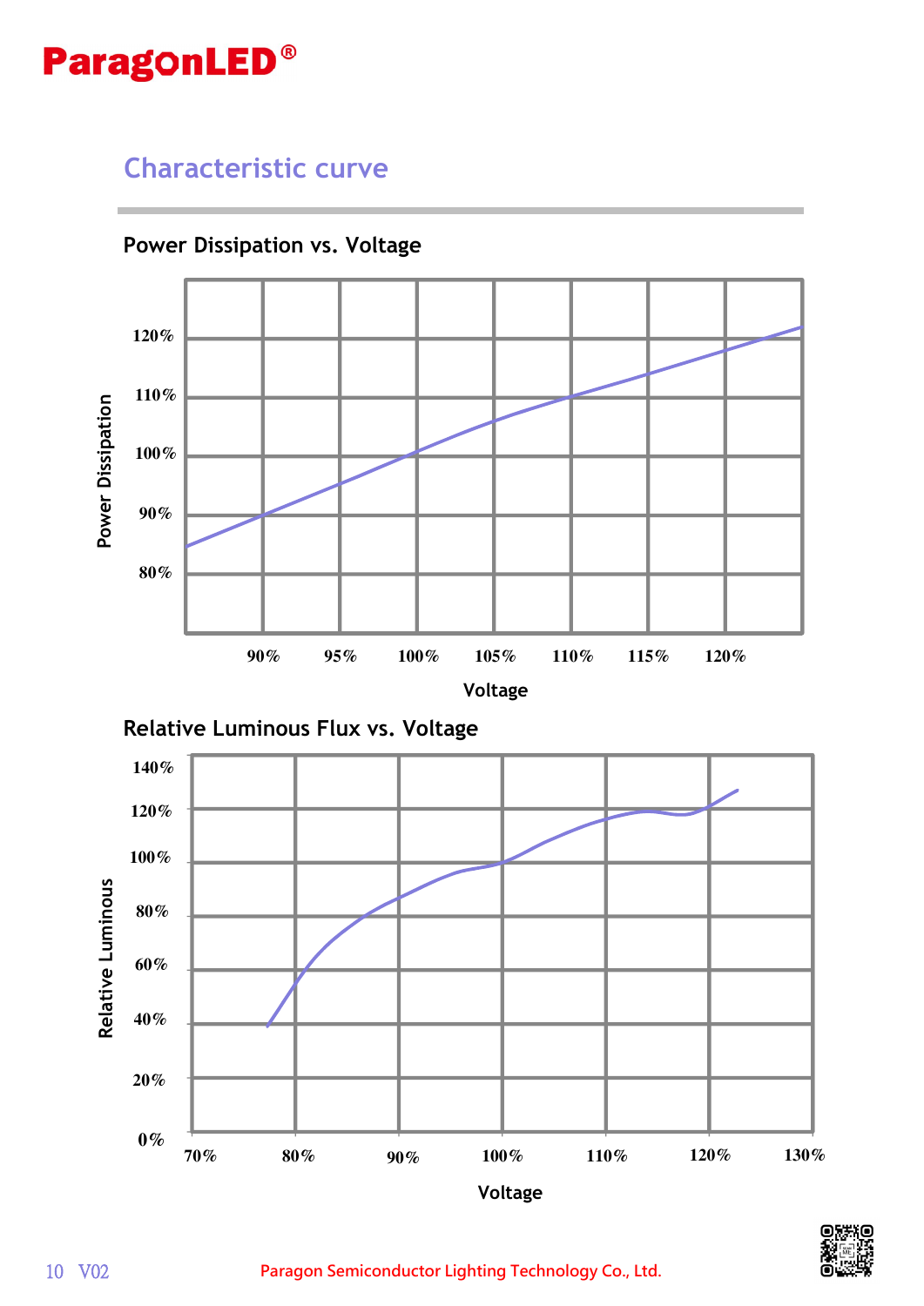## Characteristic curve

### Power Dissipation vs. Voltage

Power Dissipation

120%
110%
100%
90%
80%

90% 95% 100% 105% 110% 115% 120%

Voltage

### Relative Luminous Flux vs. Voltage

Relative Luminous

140%
120%
100%
80%
60%
40%
20%
0%

70% 80% 90% 100% 110% 120% 130%

Voltage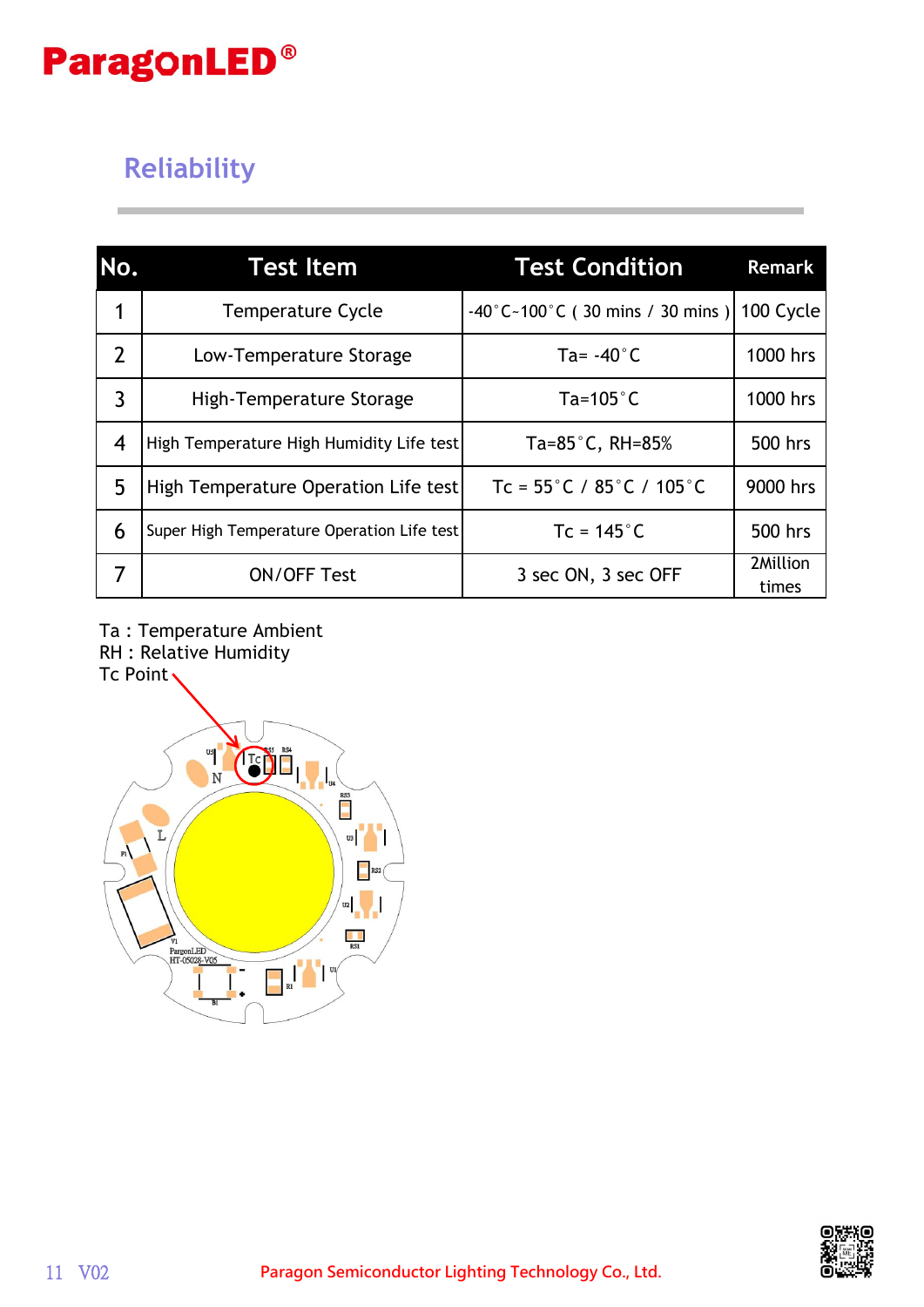## Reliability

| No. | Test Item | Test Condition | Remark |
|---|---|---|---|
| 1 | Temperature Cycle | -40°C~100°C ( 30 mins / 30 mins ) | 100 Cycle |
| 2 | Low-Temperature Storage | Ta= -40°C | 1000 hrs |
| 3 | High-Temperature Storage | Ta=105°C | 1000 hrs |
| 4 | High Temperature High Humidity Life test | Ta=85°C, RH=85% | 500 hrs |
| 5 | High Temperature Operation Life test | Tc = 55°C / 85°C / 105°C | 9000 hrs |
| 6 | Super High Temperature Operation Life test | Tc = 145°C | 500 hrs |
| 7 | ON/OFF Test | 3 sec ON, 3 sec OFF | 2Million times |

Ta : Temperature Ambient
RH : Relative Humidity
Tc Point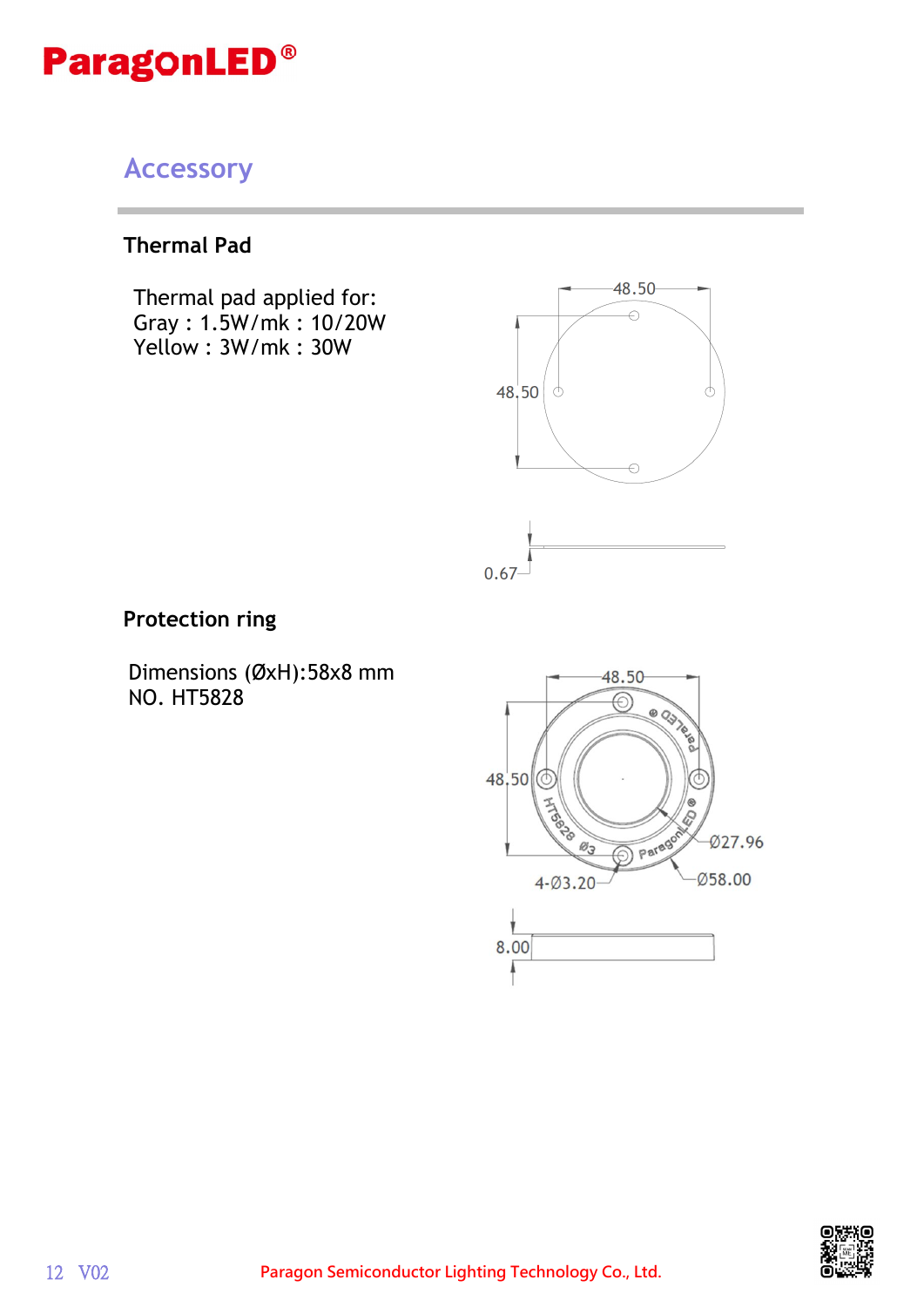## Accessory

### Thermal Pad

Thermal pad applied for:
Gray : 1.5W/mk : 10/20W
Yellow : 3W/mk : 30W

48.50

48.50

0.67

### Protection ring

Dimensions (ØxH):58x8 mm
NO. HT5828

48.50

48.50

Ø27.96

Ø58.00

4-Ø3.20

8.00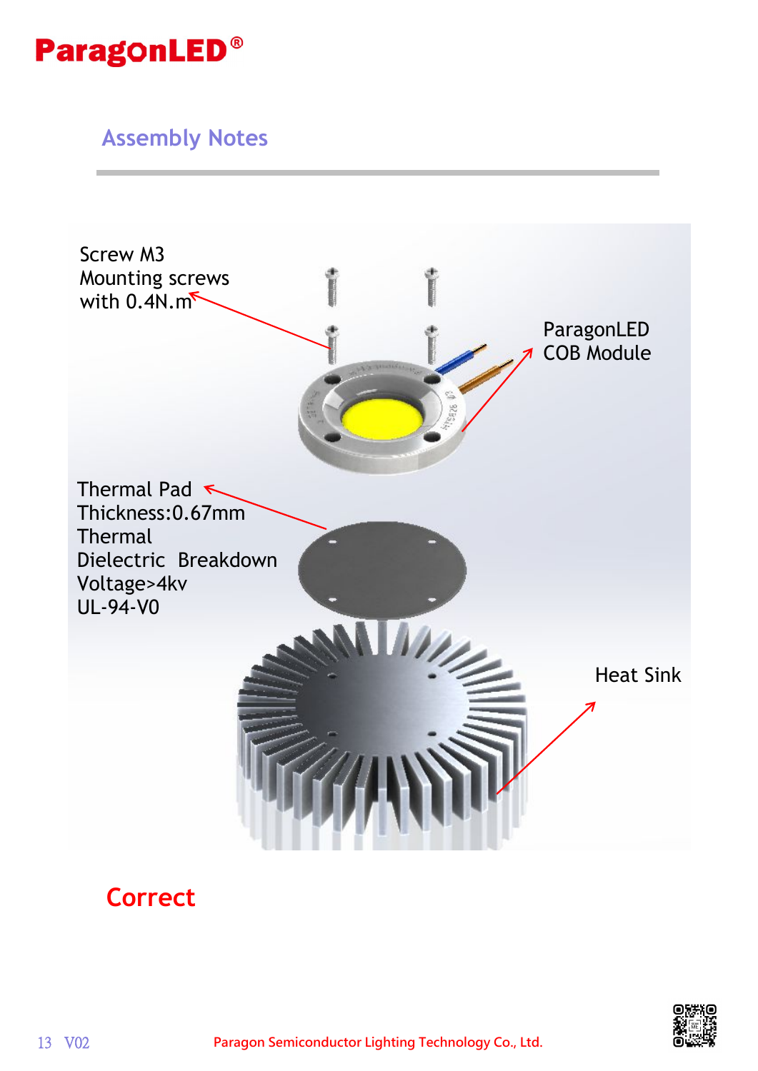## Assembly Notes

Screw M3
Mounting screws
with 0.4N.m

ParagonLED
COB Module

Thermal Pad
Thickness:0.67mm
Thermal
Dielectric Breakdown
Voltage>4kv
UL-94-V0

Heat Sink

**Correct**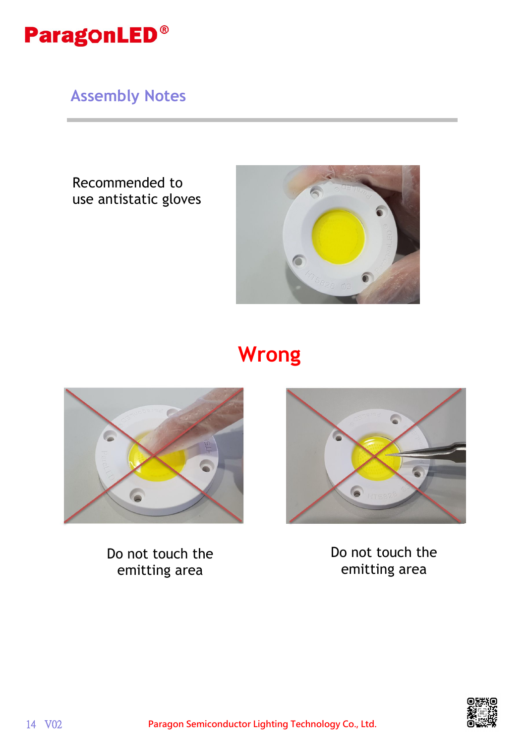## Assembly Notes

Recommended to use antistatic gloves

# Wrong

Do not touch the emitting area

Do not touch the emitting area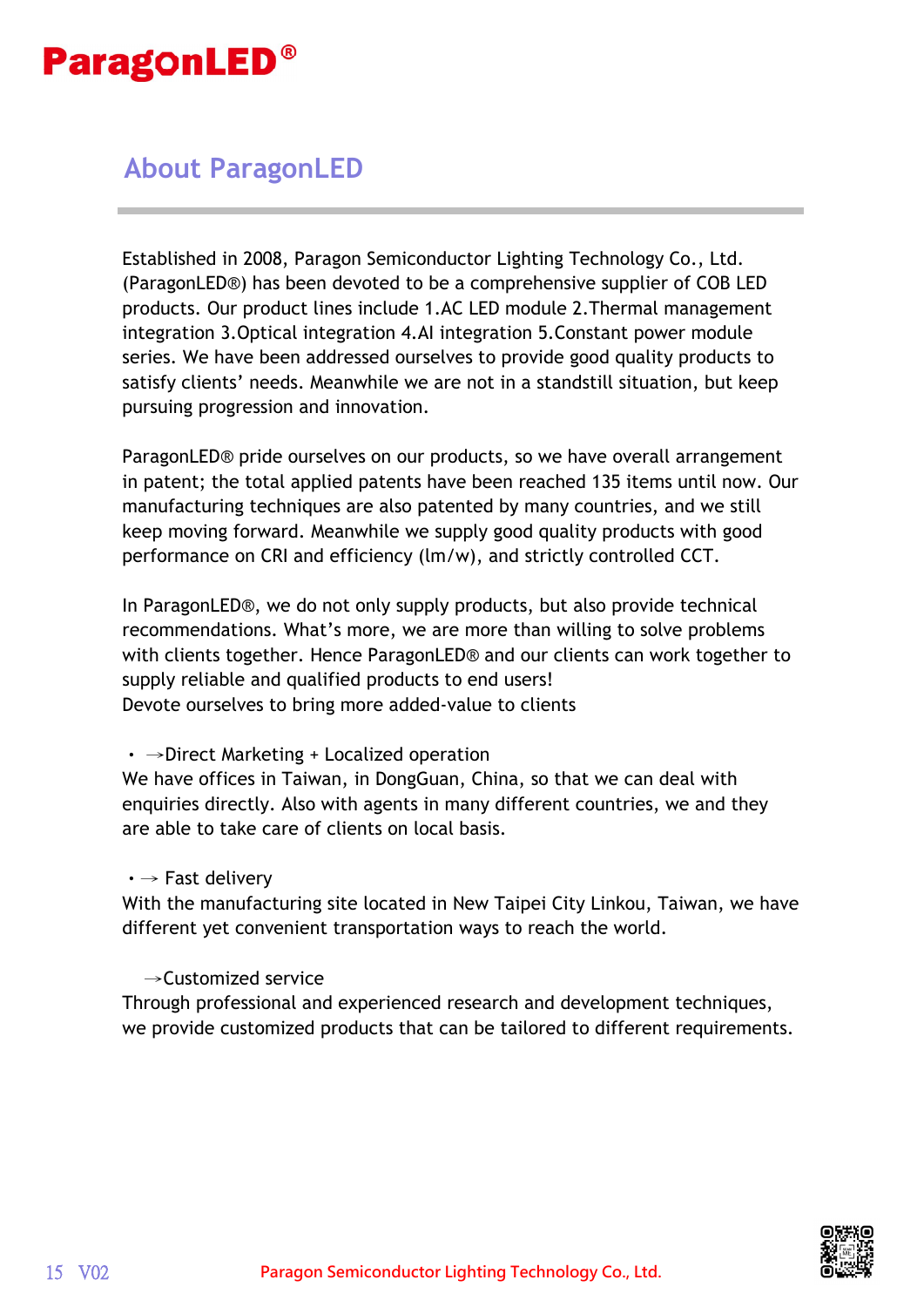# ParagonLED®

## About ParagonLED

Established in 2008, Paragon Semiconductor Lighting Technology Co., Ltd. (ParagonLED®) has been devoted to be a comprehensive supplier of COB LED products. Our product lines include 1.AC LED module 2.Thermal management integration 3.Optical integration 4.AI integration 5.Constant power module series. We have been addressed ourselves to provide good quality products to satisfy clients' needs. Meanwhile we are not in a standstill situation, but keep pursuing progression and innovation.

ParagonLED® pride ourselves on our products, so we have overall arrangement in patent; the total applied patents have been reached 135 items until now. Our manufacturing techniques are also patented by many countries, and we still keep moving forward. Meanwhile we supply good quality products with good performance on CRI and efficiency (lm/w), and strictly controlled CCT.

In ParagonLED®, we do not only supply products, but also provide technical recommendations. What's more, we are more than willing to solve problems with clients together. Hence ParagonLED® and our clients can work together to supply reliable and qualified products to end users!
Devote ourselves to bring more added-value to clients

• →Direct Marketing + Localized operation
We have offices in Taiwan, in DongGuan, China, so that we can deal with enquiries directly. Also with agents in many different countries, we and they are able to take care of clients on local basis.

• → Fast delivery
With the manufacturing site located in New Taipei City Linkou, Taiwan, we have different yet convenient transportation ways to reach the world.

→Customized service
Through professional and experienced research and development techniques, we provide customized products that can be tailored to different requirements.